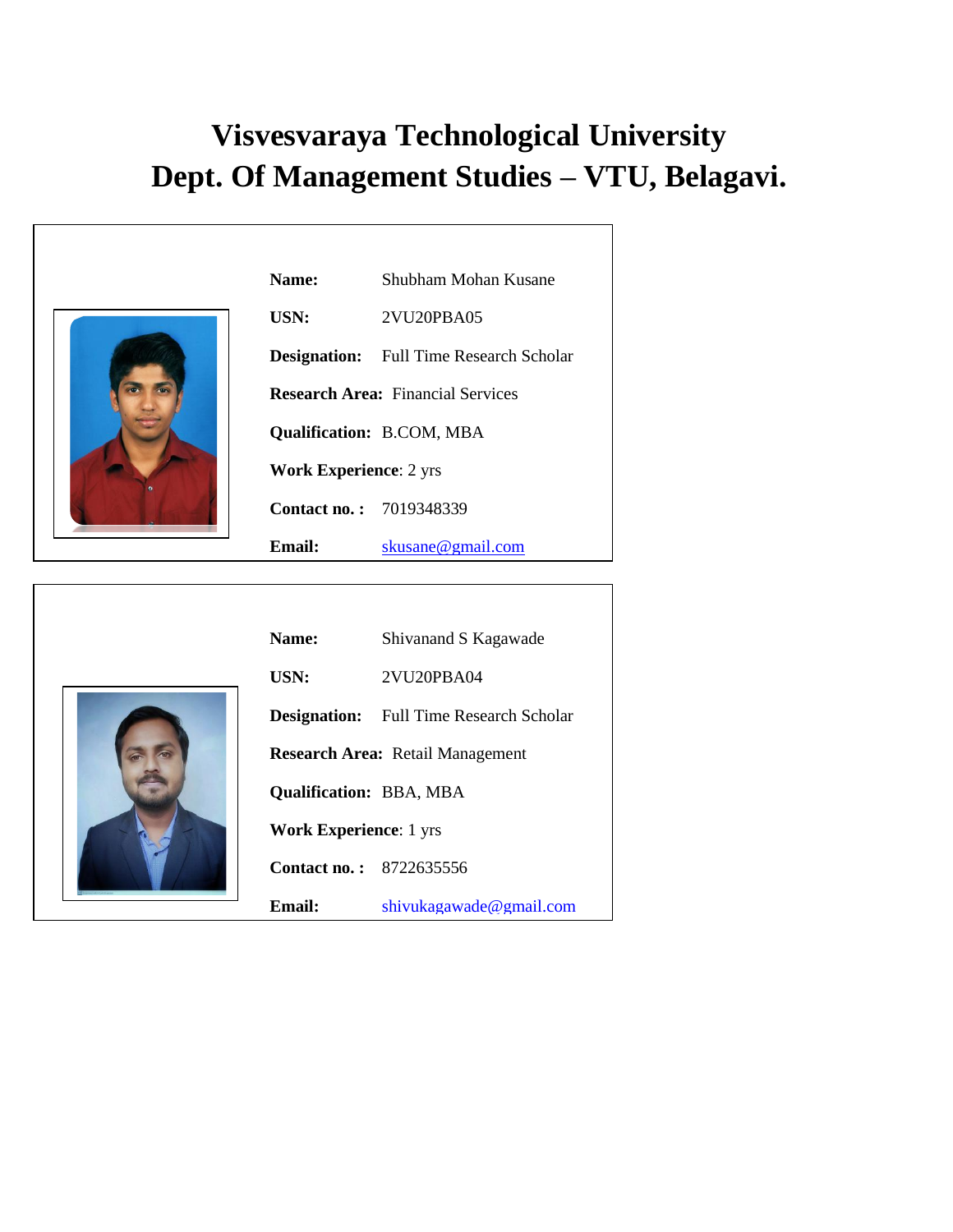# Visvesvaraya Technological University
# Dept. Of Management Studies – VTU, Belagavi.

**Name:** Shubham Mohan Kusane

**USN:** 2VU20PBA05

**Designation:** Full Time Research Scholar

**Research Area:** Financial Services

**Qualification:** B.COM, MBA

**Work Experience**: 2 yrs

**Contact no. :** 7019348339

**Email:** skusane@gmail.com

---

**Name:** Shivanand S Kagawade

**USN:** 2VU20PBA04

**Designation:** Full Time Research Scholar

**Research Area:** Retail Management

**Qualification:** BBA, MBA

**Work Experience**: 1 yrs

**Contact no. :** 8722635556

**Email:** shivukagawade@gmail.com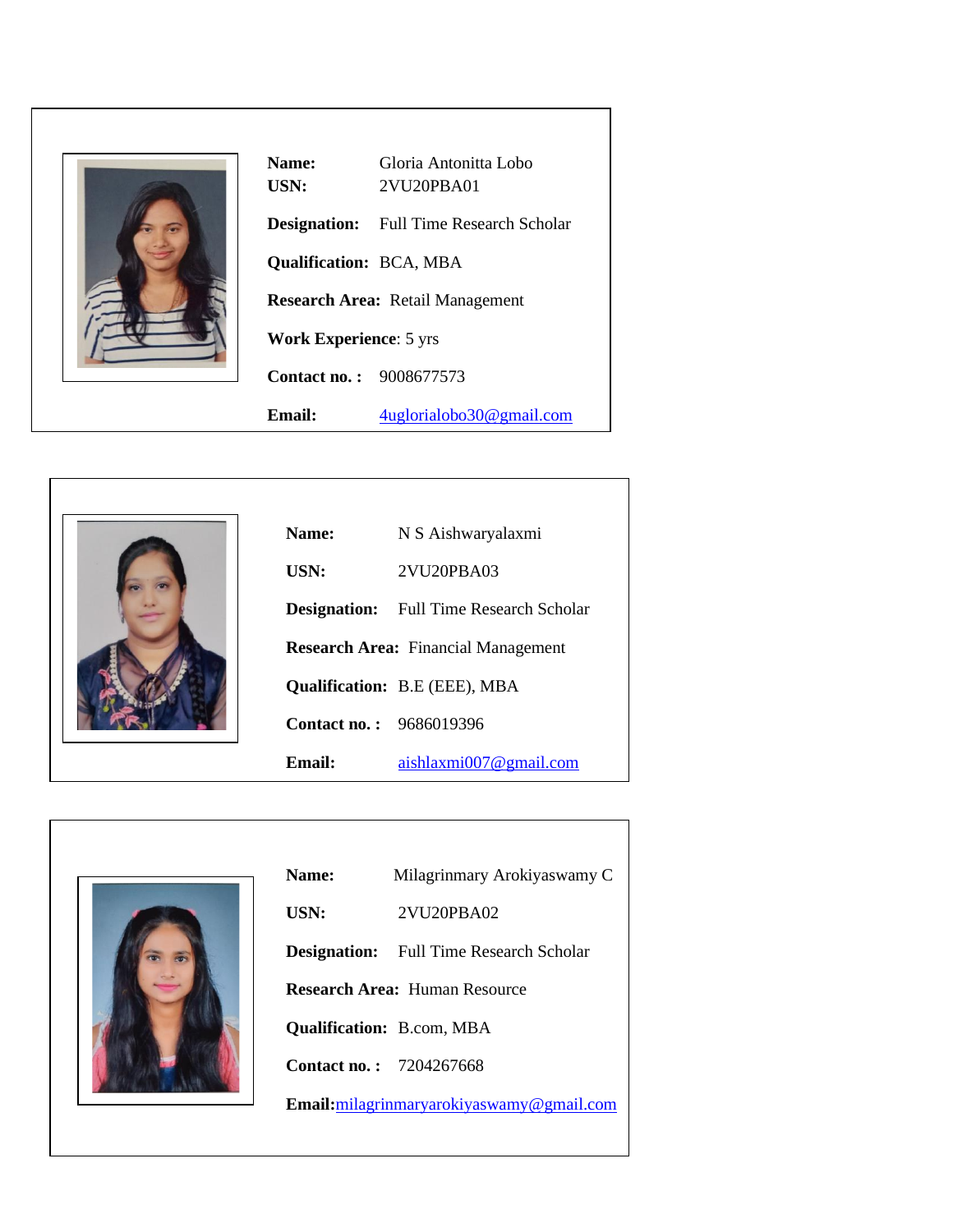**Name:** Gloria Antonitta Lobo
**USN:** 2VU20PBA01

**Designation:** Full Time Research Scholar

**Qualification:** BCA, MBA

**Research Area:** Retail Management

**Work Experience**: 5 yrs

**Contact no. :** 9008677573

**Email:** 4uglorialobo30@gmail.com

---

**Name:** N S Aishwaryalaxmi

**USN:** 2VU20PBA03

**Designation:** Full Time Research Scholar

**Research Area:** Financial Management

**Qualification:** B.E (EEE), MBA

**Contact no. :** 9686019396

**Email:** aishlaxmi007@gmail.com

---

**Name:** Milagrinmary Arokiyaswamy C

**USN:** 2VU20PBA02

**Designation:** Full Time Research Scholar

**Research Area:** Human Resource

**Qualification:** B.com, MBA

**Contact no. :** 7204267668

**Email:** milagrinmaryarokiyaswamy@gmail.com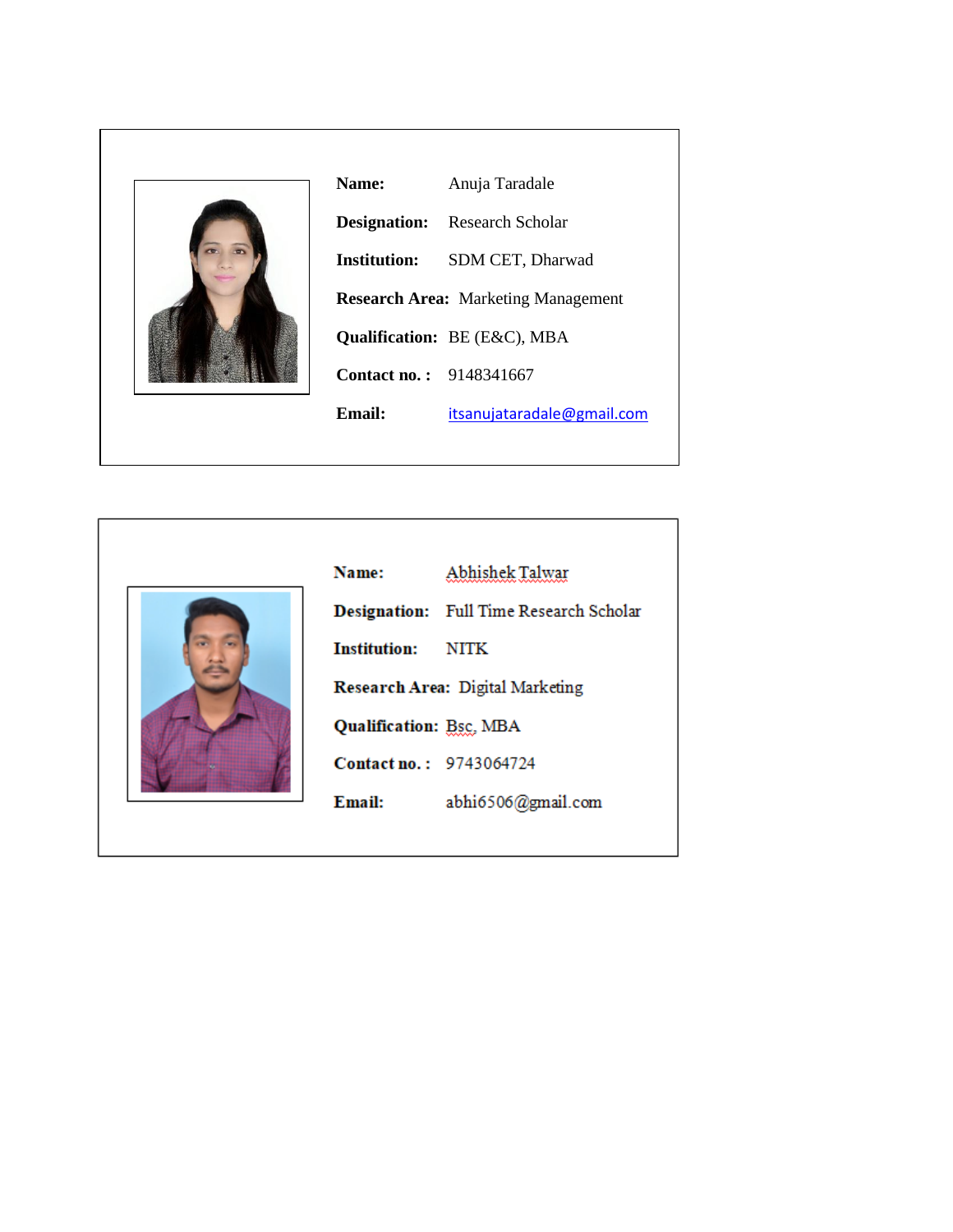**Name:** Anuja Taradale

**Designation:** Research Scholar

**Institution:** SDM CET, Dharwad

**Research Area:** Marketing Management

**Qualification:** BE (E&C), MBA

**Contact no. :** 9148341667

**Email:** itsanujataradale@gmail.com

---

**Name:** Abhishek Talwar

**Designation:** Full Time Research Scholar

**Institution:** NITK

**Research Area:** Digital Marketing

**Qualification:** Bsc, MBA

**Contact no. :** 9743064724

**Email:** abhi6506@gmail.com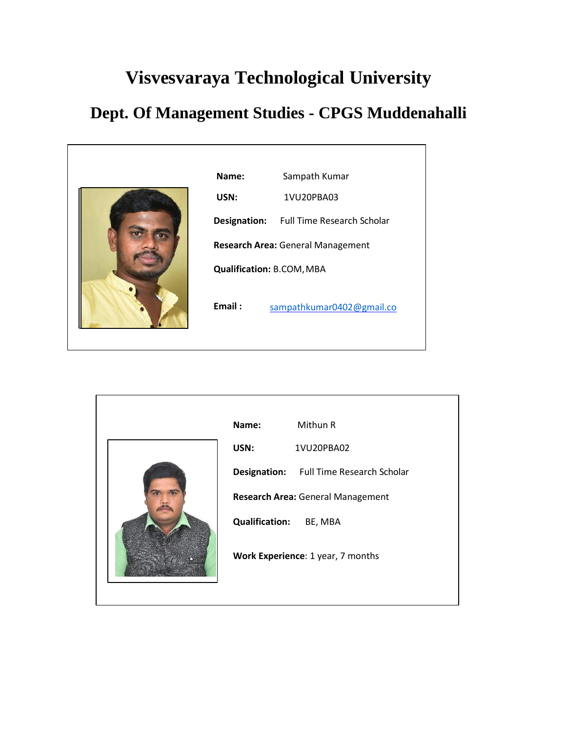# Visvesvaraya Technological University

## Dept. Of Management Studies - CPGS Muddenahalli

**Name:** Sampath Kumar

**USN:** 1VU20PBA03

**Designation:** Full Time Research Scholar

**Research Area:** General Management

**Qualification:** B.COM, MBA

**Email :** sampathkumar0402@gmail.co

---

**Name:** Mithun R

**USN:** 1VU20PBA02

**Designation:** Full Time Research Scholar

**Research Area:** General Management

**Qualification:** BE, MBA

**Work Experience**: 1 year, 7 months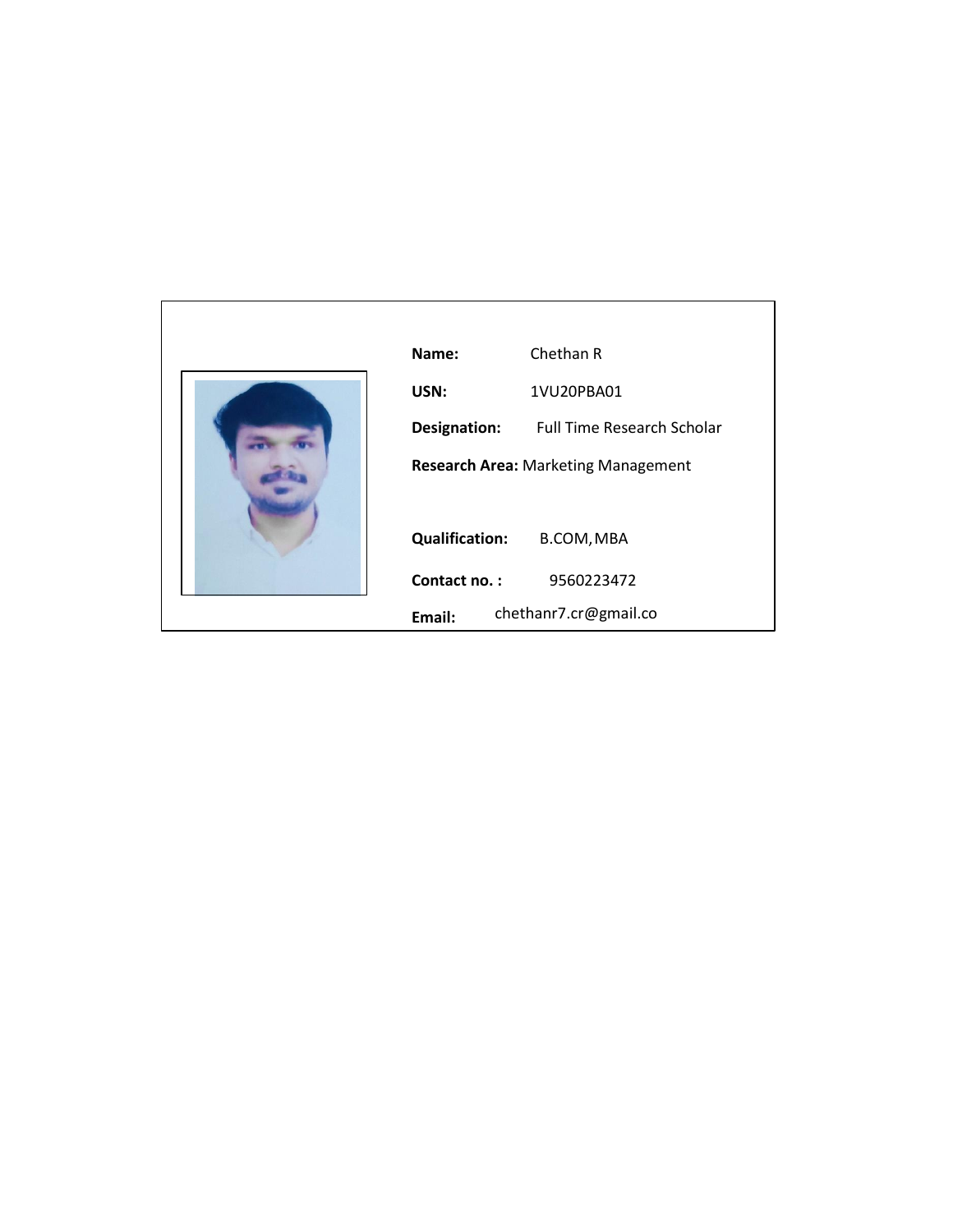**Name:** Chethan R

**USN:** 1VU20PBA01

**Designation:** Full Time Research Scholar

**Research Area:** Marketing Management

**Qualification:** B.COM, MBA

**Contact no. :** 9560223472

**Email:** chethanr7.cr@gmail.co